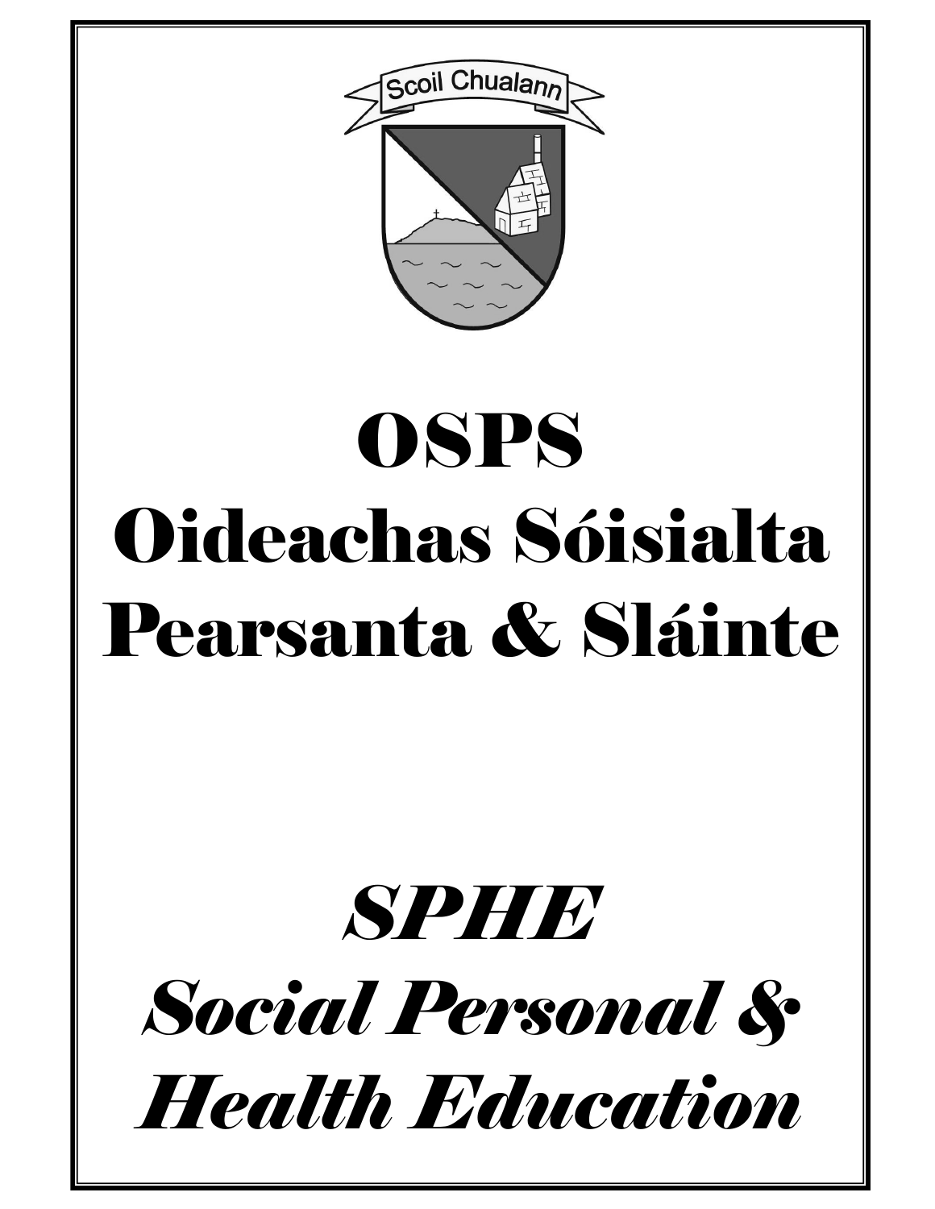Scoil Chualann

# OSPS
# Oideachas Sóisialta Pearsanta & Sláinte

# *SPHE*
# *Social Personal & Health Education*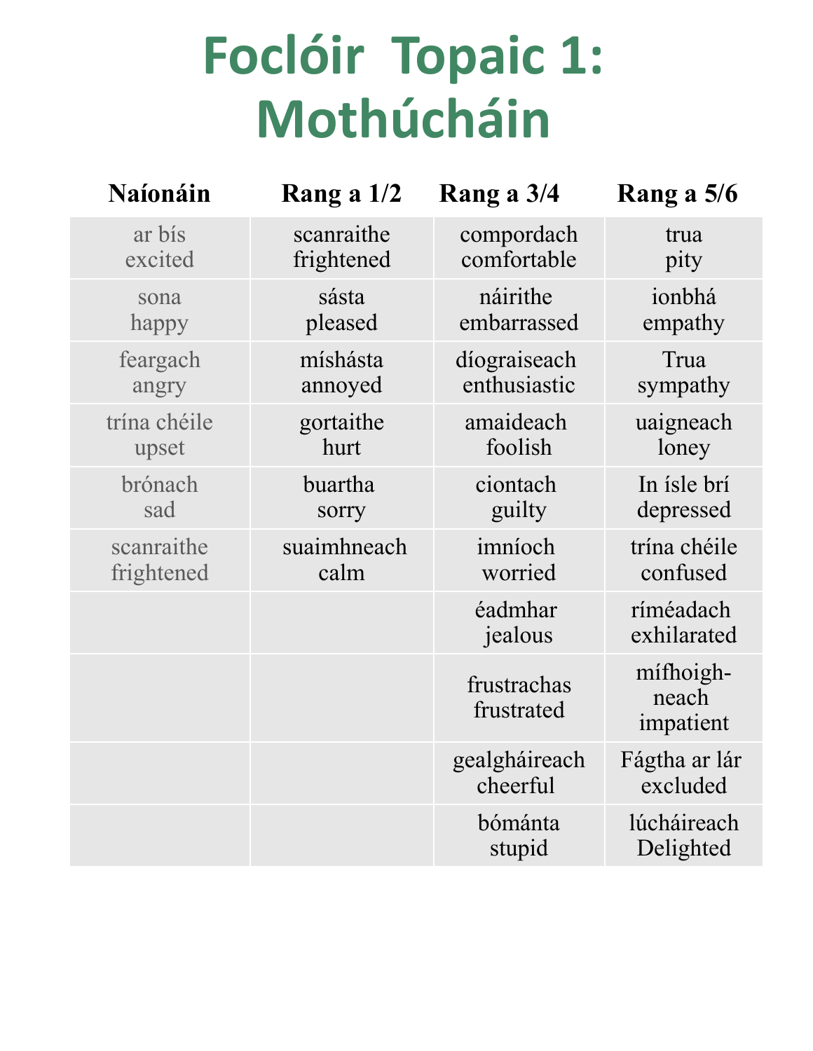# Foclóir Topaic 1: Mothúcháin

| Naíonáin | Rang a 1/2 | Rang a 3/4 | Rang a 5/6 |
|---|---|---|---|
| ar bís<br>excited | scanraithe<br>frightened | compordach<br>comfortable | trua<br>pity |
| sona<br>happy | sásta<br>pleased | náirithe<br>embarrassed | ionbhá<br>empathy |
| feargach<br>angry | míshásta<br>annoyed | díograiseach<br>enthusiastic | Trua<br>sympathy |
| trína chéile<br>upset | gortaithe<br>hurt | amaideach<br>foolish | uaigneach<br>loney |
| brónach<br>sad | buartha<br>sorry | ciontach<br>guilty | In ísle brí<br>depressed |
| scanraithe<br>frightened | suaimhneach<br>calm | imníoch<br>worried | trína chéile<br>confused |
| | | éadmhar<br>jealous | ríméadach<br>exhilarated |
| | | frustrachas<br>frustrated | mífhoighneach<br>impatient |
| | | gealgháireach<br>cheerful | Fágtha ar lár<br>excluded |
| | | bómánta<br>stupid | lúcháireach<br>Delighted |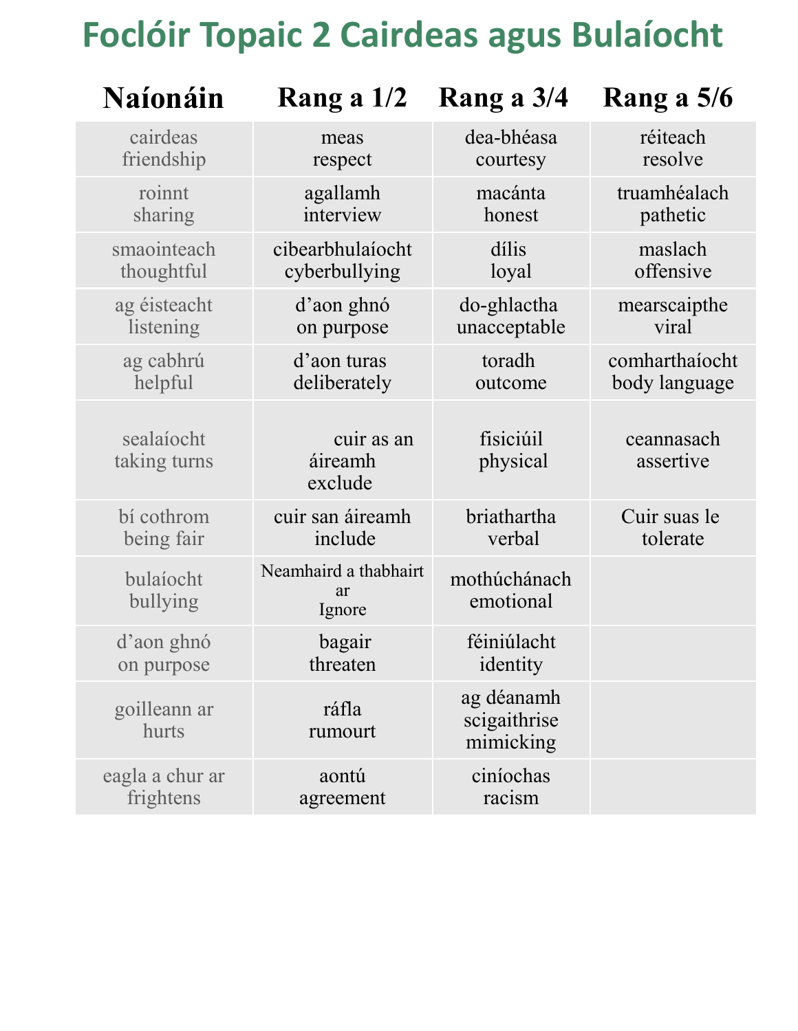# Foclóir Topaic 2 Cairdeas agus Bulaíocht

| Naíonáin | Rang a 1/2 | Rang a 3/4 | Rang a 5/6 |
|---|---|---|---|
| cairdeas<br>friendship | meas<br>respect | dea-bhéasa<br>courtesy | réiteach<br>resolve |
| roinnt<br>sharing | agallamh<br>interview | macánta<br>honest | truamhéalach<br>pathetic |
| smaointeach<br>thoughtful | cibearbhulaíocht<br>cyberbullying | dílis<br>loyal | maslach<br>offensive |
| ag éisteacht<br>listening | d'aon ghnó<br>on purpose | do-ghlactha<br>unacceptable | mearscaipthe<br>viral |
| ag cabhrú<br>helpful | d'aon turas<br>deliberately | toradh<br>outcome | comharthaíocht<br>body language |
| sealaíocht<br>taking turns | cuir as an áireamh<br>exclude | fisiciúil<br>physical | ceannasach<br>assertive |
| bí cothrom<br>being fair | cuir san áireamh<br>include | briathartha<br>verbal | Cuir suas le<br>tolerate |
| bulaíocht<br>bullying | Neamhaird a thabhairt ar<br>Ignore | mothúchánach<br>emotional | |
| d'aon ghnó<br>on purpose | bagair<br>threaten | féiniúlacht<br>identity | |
| goilleann ar<br>hurts | ráfla<br>rumourt | ag déanamh scigaithrise<br>mimicking | |
| eagla a chur ar<br>frightens | aontú<br>agreement | ciníochas<br>racism | |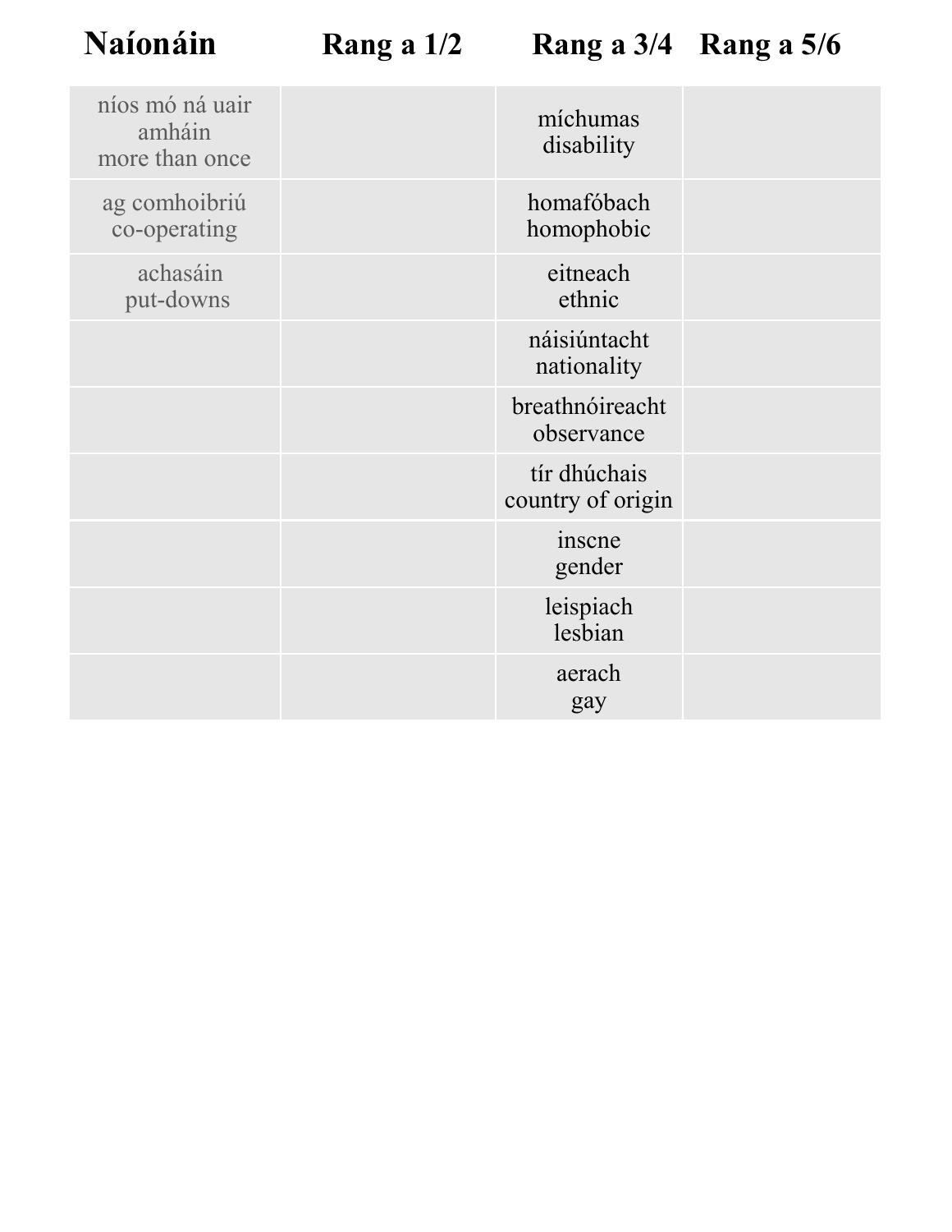| Naíonáin | Rang a 1/2 | Rang a 3/4 | Rang a 5/6 |
|---|---|---|---|
| níos mó ná uair amháin<br>more than once | | míchumas<br>disability | |
| ag comhoibriú<br>co-operating | | homafóbach<br>homophobic | |
| achasáin<br>put-downs | | eitneach<br>ethnic | |
| | | náisiúntacht<br>nationality | |
| | | breathnóireacht<br>observance | |
| | | tír dhúchais<br>country of origin | |
| | | inscne<br>gender | |
| | | leispiach<br>lesbian | |
| | | aerach<br>gay | |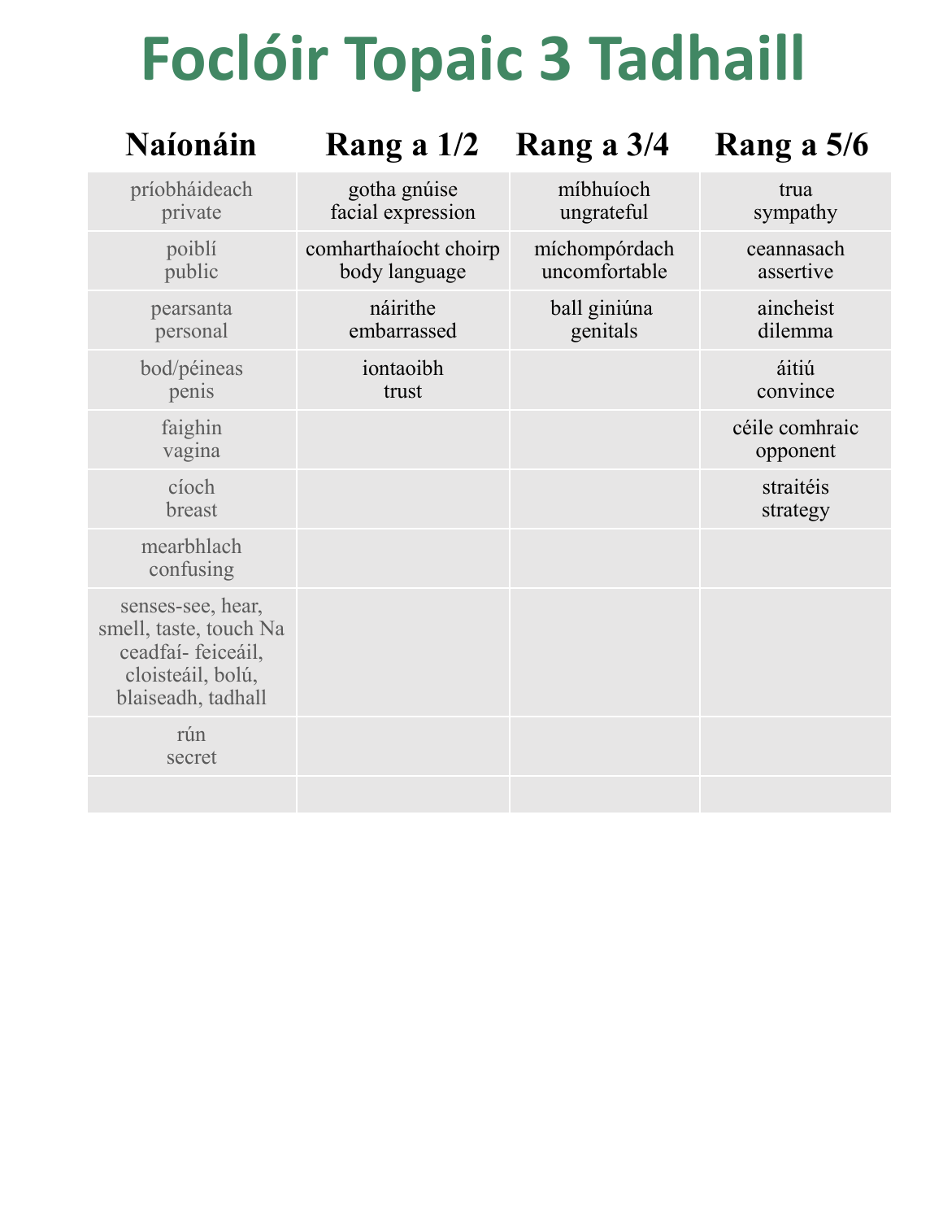# Foclóir Topaic 3 Tadhaill

| Naíonáin | Rang a 1/2 | Rang a 3/4 | Rang a 5/6 |
|---|---|---|---|
| príobháideach<br>private | gotha gnúise<br>facial expression | míbhuíoch<br>ungrateful | trua<br>sympathy |
| poiblí<br>public | comharthaíocht choirp<br>body language | míchompórdach<br>uncomfortable | ceannasach<br>assertive |
| pearsanta<br>personal | náirithe<br>embarrassed | ball giniúna<br>genitals | aincheist<br>dilemma |
| bod/péineas<br>penis | iontaoibh<br>trust | | áitiú<br>convince |
| faighin<br>vagina | | | céile comhraic<br>opponent |
| cíoch<br>breast | | | straitéis<br>strategy |
| mearbhlach<br>confusing | | | |
| senses-see, hear, smell, taste, touch Na ceadfaí- feiceáil, cloisteáil, bolú, blaiseadh, tadhall | | | |
| rún<br>secret | | | |
| | | | |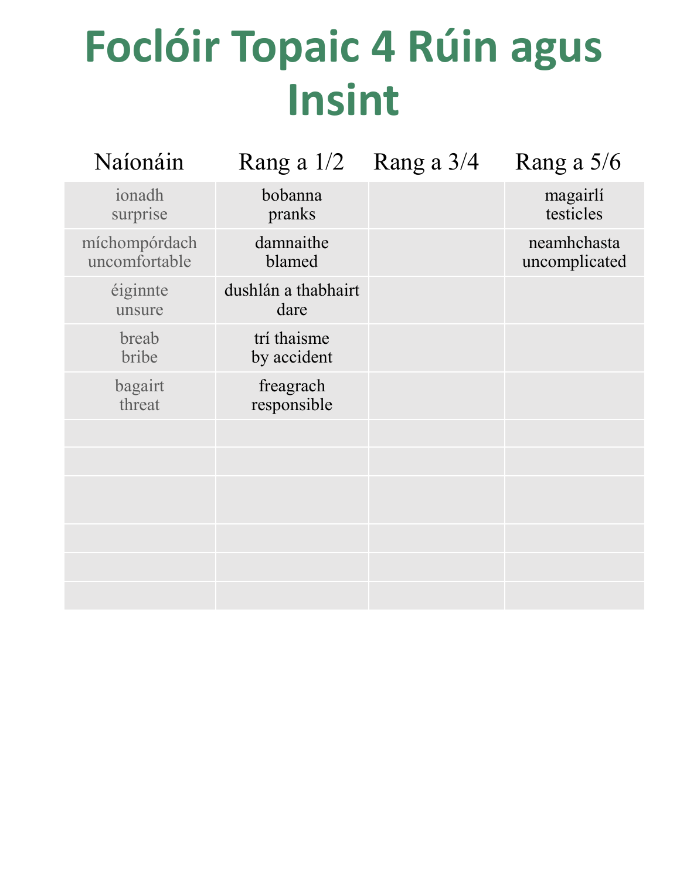# Foclóir Topaic 4 Rúin agus Insint

| Naíonáin | Rang a 1/2 | Rang a 3/4 | Rang a 5/6 |
|---|---|---|---|
| ionadh<br>surprise | bobanna<br>pranks | | magairlí<br>testicles |
| míchompórdach<br>uncomfortable | damnaithe<br>blamed | | neamhchasta<br>uncomplicated |
| éiginnte<br>unsure | dushlán a thabhairt<br>dare | | |
| breab<br>bribe | trí thaisme<br>by accident | | |
| bagairt<br>threat | freagrach<br>responsible | | |
| | | | |
| | | | |
| | | | |
| | | | |
| | | | |
| | | | |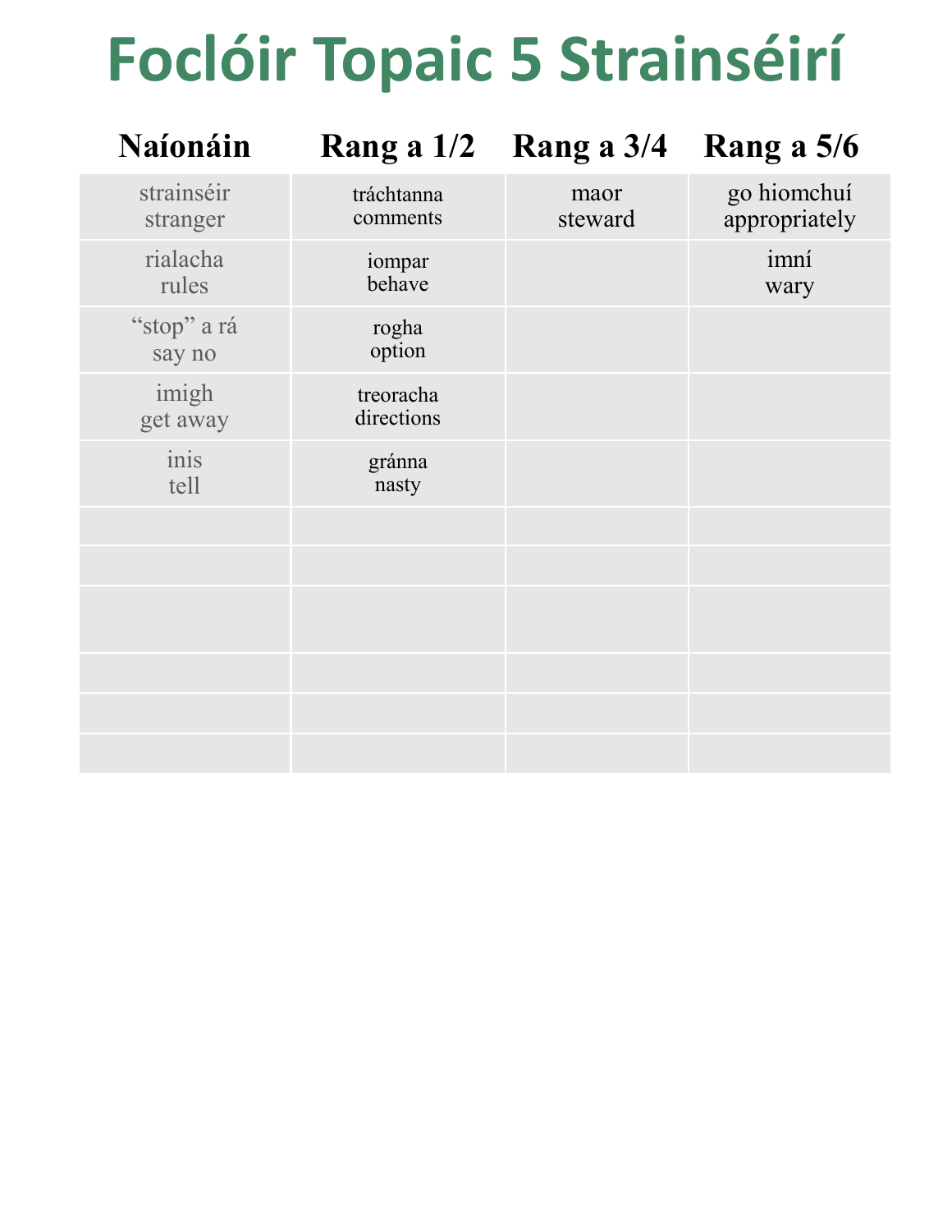# Foclóir Topaic 5 Strainséirí

| Naíonáin | Rang a 1/2 | Rang a 3/4 | Rang a 5/6 |
|---|---|---|---|
| strainséir<br>stranger | tráchtanna<br>comments | maor<br>steward | go hiomchuí<br>appropriately |
| rialacha<br>rules | iompar<br>behave | | imní<br>wary |
| “stop” a rá<br>say no | rogha<br>option | | |
| imigh<br>get away | treoracha<br>directions | | |
| inis<br>tell | gránna<br>nasty | | |
| | | | |
| | | | |
| | | | |
| | | | |
| | | | |
| | | | |